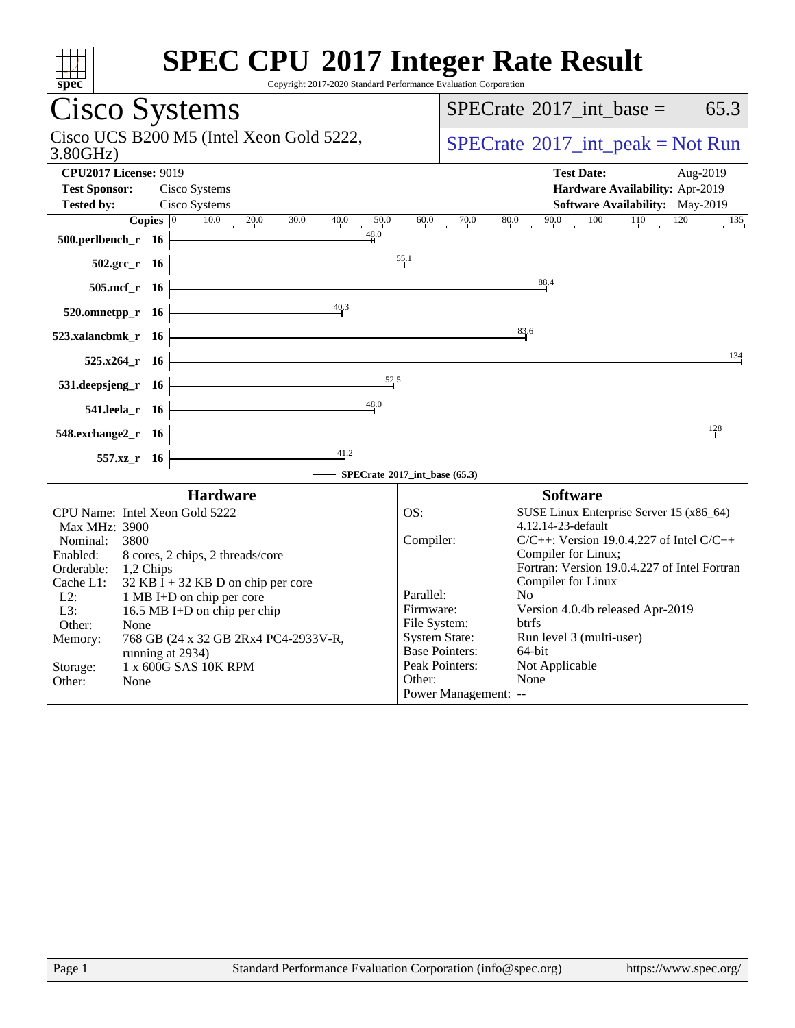# SPEC CPU 2017 Integer Rate Result

Copyright 2017-2020 Standard Performance Evaluation Corporation

## Cisco Systems

Cisco UCS B200 M5 (Intel Xeon Gold 5222, 3.80GHz)

SPECrate 2017_int_base = 65.3

SPECrate 2017_int_peak = Not Run

| | | | |
|---|---|---|---|
| **CPU2017 License:** | 9019 | **Test Date:** | Aug-2019 |
| **Test Sponsor:** | Cisco Systems | **Hardware Availability:** | Apr-2019 |
| **Tested by:** | Cisco Systems | **Software Availability:** | May-2019 |

| Benchmark | Copies | Base Ratio |
|---|---|---|
| 500.perlbench_r | 16 | 48.0 |
| 502.gcc_r | 16 | 55.1 |
| 505.mcf_r | 16 | 88.4 |
| 520.omnetpp_r | 16 | 40.3 |
| 523.xalancbmk_r | 16 | 83.6 |
| 525.x264_r | 16 | 134 |
| 531.deepsjeng_r | 16 | 52.5 |
| 541.leela_r | 16 | 48.0 |
| 548.exchange2_r | 16 | 128 |
| 557.xz_r | 16 | 41.2 |

SPECrate 2017_int_base (65.3)

### Hardware

| | |
|---|---|
| CPU Name: | Intel Xeon Gold 5222 |
| Max MHz: | 3900 |
| Nominal: | 3800 |
| Enabled: | 8 cores, 2 chips, 2 threads/core |
| Orderable: | 1,2 Chips |
| Cache L1: | 32 KB I + 32 KB D on chip per core |
| L2: | 1 MB I+D on chip per core |
| L3: | 16.5 MB I+D on chip per chip |
| Other: | None |
| Memory: | 768 GB (24 x 32 GB 2Rx4 PC4-2933V-R, running at 2934) |
| Storage: | 1 x 600G SAS 10K RPM |
| Other: | None |

### Software

| | |
|---|---|
| OS: | SUSE Linux Enterprise Server 15 (x86_64) 4.12.14-23-default |
| Compiler: | C/C++: Version 19.0.4.227 of Intel C/C++ Compiler for Linux; Fortran: Version 19.0.4.227 of Intel Fortran Compiler for Linux |
| Parallel: | No |
| Firmware: | Version 4.0.4b released Apr-2019 |
| File System: | btrfs |
| System State: | Run level 3 (multi-user) |
| Base Pointers: | 64-bit |
| Peak Pointers: | Not Applicable |
| Other: | None |
| Power Management: | -- |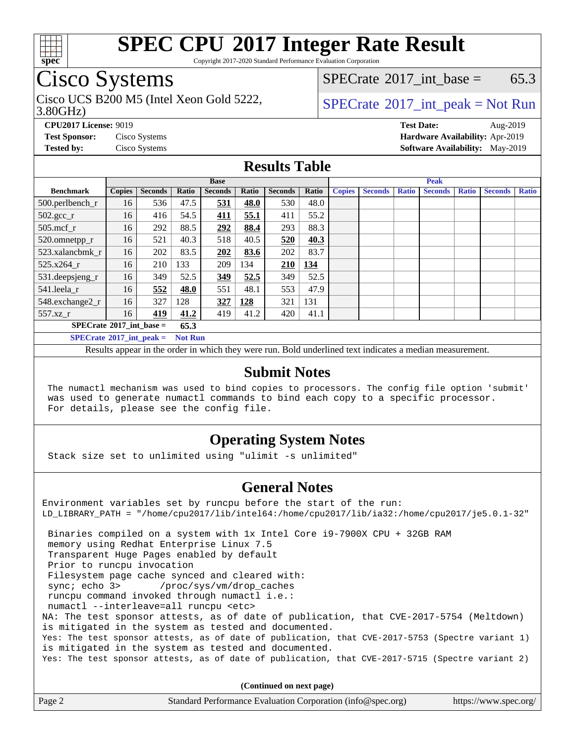# SPEC CPU 2017 Integer Rate Result

Copyright 2017-2020 Standard Performance Evaluation Corporation

## Cisco Systems

Cisco UCS B200 M5 (Intel Xeon Gold 5222, 3.80GHz)

SPECrate 2017_int_base = 65.3

SPECrate 2017_int_peak = Not Run

**CPU2017 License:** 9019
**Test Sponsor:** Cisco Systems
**Tested by:** Cisco Systems

**Test Date:** Aug-2019
**Hardware Availability:** Apr-2019
**Software Availability:** May-2019

## Results Table

| Benchmark | Base | | | | | | | Peak | | | | | | |
|---|---|---|---|---|---|---|---|---|---|---|---|---|---|---|
| | Copies | Seconds | Ratio | Seconds | Ratio | Seconds | Ratio | Copies | Seconds | Ratio | Seconds | Ratio | Seconds | Ratio |
| 500.perlbench_r | 16 | 536 | 47.5 | **531** | **48.0** | 530 | 48.0 | | | | | | | |
| 502.gcc_r | 16 | 416 | 54.5 | **411** | **55.1** | 411 | 55.2 | | | | | | | |
| 505.mcf_r | 16 | 292 | 88.5 | **292** | **88.4** | 293 | 88.3 | | | | | | | |
| 520.omnetpp_r | 16 | 521 | 40.3 | 518 | 40.5 | **520** | **40.3** | | | | | | | |
| 523.xalancbmk_r | 16 | 202 | 83.5 | **202** | **83.6** | 202 | 83.7 | | | | | | | |
| 525.x264_r | 16 | 210 | 133 | 209 | 134 | **210** | **134** | | | | | | | |
| 531.deepsjeng_r | 16 | 349 | 52.5 | **349** | **52.5** | 349 | 52.5 | | | | | | | |
| 541.leela_r | 16 | **552** | **48.0** | 551 | 48.1 | 553 | 47.9 | | | | | | | |
| 548.exchange2_r | 16 | 327 | 128 | **327** | **128** | 321 | 131 | | | | | | | |
| 557.xz_r | 16 | **419** | **41.2** | 419 | 41.2 | 420 | 41.1 | | | | | | | |

**SPECrate 2017_int_base = 65.3**

**SPECrate 2017_int_peak = Not Run**

Results appear in the order in which they were run. Bold underlined text indicates a median measurement.

## Submit Notes

```
The numactl mechanism was used to bind copies to processors. The config file option 'submit'
was used to generate numactl commands to bind each copy to a specific processor.
For details, please see the config file.
```

## Operating System Notes

```
Stack size set to unlimited using "ulimit -s unlimited"
```

## General Notes

```
Environment variables set by runcpu before the start of the run:
LD_LIBRARY_PATH = "/home/cpu2017/lib/intel64:/home/cpu2017/lib/ia32:/home/cpu2017/je5.0.1-32"

 Binaries compiled on a system with 1x Intel Core i9-7900X CPU + 32GB RAM
 memory using Redhat Enterprise Linux 7.5
 Transparent Huge Pages enabled by default
 Prior to runcpu invocation
 Filesystem page cache synced and cleared with:
 sync; echo 3>       /proc/sys/vm/drop_caches
 runcpu command invoked through numactl i.e.:
 numactl --interleave=all runcpu <etc>
NA: The test sponsor attests, as of date of publication, that CVE-2017-5754 (Meltdown)
is mitigated in the system as tested and documented.
Yes: The test sponsor attests, as of date of publication, that CVE-2017-5753 (Spectre variant 1)
is mitigated in the system as tested and documented.
Yes: The test sponsor attests, as of date of publication, that CVE-2017-5715 (Spectre variant 2)
```

**(Continued on next page)**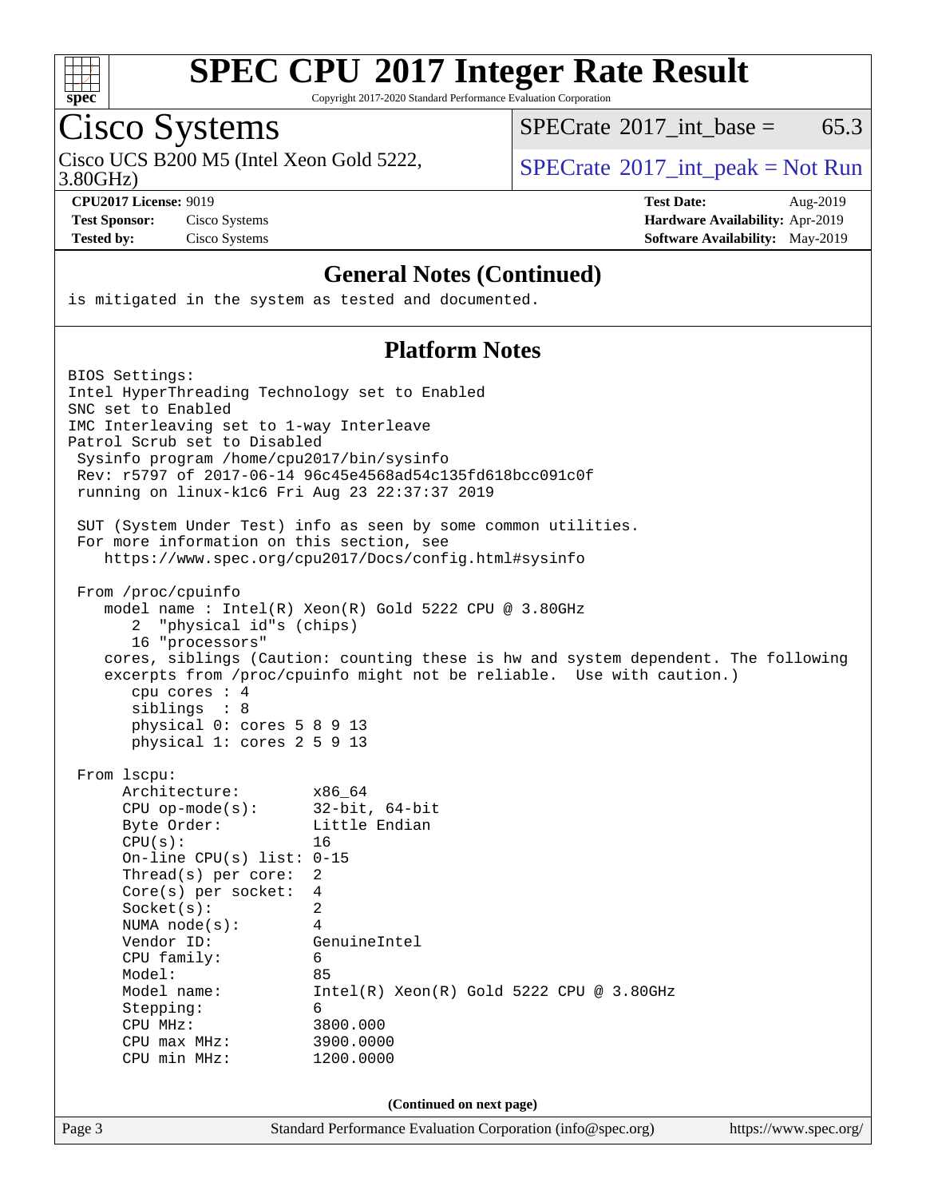# SPEC CPU 2017 Integer Rate Result

Copyright 2017-2020 Standard Performance Evaluation Corporation

## Cisco Systems

Cisco UCS B200 M5 (Intel Xeon Gold 5222, 3.80GHz)

SPECrate 2017_int_base = 65.3

SPECrate 2017_int_peak = Not Run

**CPU2017 License:** 9019
**Test Sponsor:** Cisco Systems
**Tested by:** Cisco Systems

**Test Date:** Aug-2019
**Hardware Availability:** Apr-2019
**Software Availability:** May-2019

## General Notes (Continued)

```
is mitigated in the system as tested and documented.
```

## Platform Notes

```
BIOS Settings:
Intel HyperThreading Technology set to Enabled
SNC set to Enabled
IMC Interleaving set to 1-way Interleave
Patrol Scrub set to Disabled
 Sysinfo program /home/cpu2017/bin/sysinfo
 Rev: r5797 of 2017-06-14 96c45e4568ad54c135fd618bcc091c0f
 running on linux-k1c6 Fri Aug 23 22:37:37 2019

 SUT (System Under Test) info as seen by some common utilities.
 For more information on this section, see
    https://www.spec.org/cpu2017/Docs/config.html#sysinfo

 From /proc/cpuinfo
    model name : Intel(R) Xeon(R) Gold 5222 CPU @ 3.80GHz
       2  "physical id"s (chips)
       16 "processors"
    cores, siblings (Caution: counting these is hw and system dependent. The following
    excerpts from /proc/cpuinfo might not be reliable.  Use with caution.)
       cpu cores : 4
       siblings  : 8
       physical 0: cores 5 8 9 13
       physical 1: cores 2 5 9 13

 From lscpu:
      Architecture:        x86_64
      CPU op-mode(s):      32-bit, 64-bit
      Byte Order:          Little Endian
      CPU(s):              16
      On-line CPU(s) list: 0-15
      Thread(s) per core:  2
      Core(s) per socket:  4
      Socket(s):           2
      NUMA node(s):        4
      Vendor ID:           GenuineIntel
      CPU family:          6
      Model:               85
      Model name:          Intel(R) Xeon(R) Gold 5222 CPU @ 3.80GHz
      Stepping:            6
      CPU MHz:             3800.000
      CPU max MHz:         3900.0000
      CPU min MHz:         1200.0000
```

**(Continued on next page)**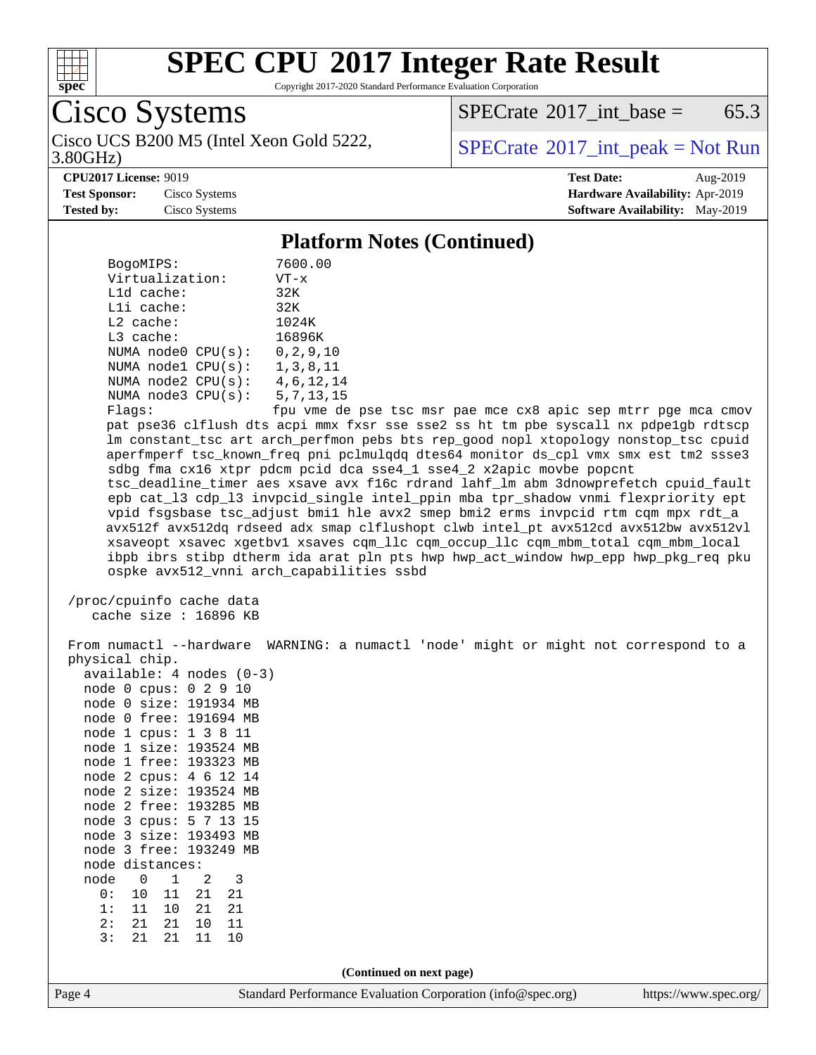# SPEC CPU 2017 Integer Rate Result

Copyright 2017-2020 Standard Performance Evaluation Corporation

## Cisco Systems

Cisco UCS B200 M5 (Intel Xeon Gold 5222, 3.80GHz)

SPECrate 2017_int_base = 65.3

SPECrate 2017_int_peak = Not Run

**CPU2017 License:** 9019
**Test Sponsor:** Cisco Systems
**Tested by:** Cisco Systems

**Test Date:** Aug-2019
**Hardware Availability:** Apr-2019
**Software Availability:** May-2019

### Platform Notes (Continued)

```
     BogoMIPS:              7600.00
     Virtualization:        VT-x
     L1d cache:             32K
     L1i cache:             32K
     L2 cache:              1024K
     L3 cache:              16896K
     NUMA node0 CPU(s):     0,2,9,10
     NUMA node1 CPU(s):     1,3,8,11
     NUMA node2 CPU(s):     4,6,12,14
     NUMA node3 CPU(s):     5,7,13,15
     Flags:                 fpu vme de pse tsc msr pae mce cx8 apic sep mtrr pge mca cmov
     pat pse36 clflush dts acpi mmx fxsr sse sse2 ss ht tm pbe syscall nx pdpe1gb rdtscp
     lm constant_tsc art arch_perfmon pebs bts rep_good nopl xtopology nonstop_tsc cpuid
     aperfmperf tsc_known_freq pni pclmulqdq dtes64 monitor ds_cpl vmx smx est tm2 ssse3
     sdbg fma cx16 xtpr pdcm pcid dca sse4_1 sse4_2 x2apic movbe popcnt
     tsc_deadline_timer aes xsave avx f16c rdrand lahf_lm abm 3dnowprefetch cpuid_fault
     epb cat_l3 cdp_l3 invpcid_single intel_ppin mba tpr_shadow vnmi flexpriority ept
     vpid fsgsbase tsc_adjust bmi1 hle avx2 smep bmi2 erms invpcid rtm cqm mpx rdt_a
     avx512f avx512dq rdseed adx smap clflushopt clwb intel_pt avx512cd avx512bw avx512vl
     xsaveopt xsavec xgetbv1 xsaves cqm_llc cqm_occup_llc cqm_mbm_total cqm_mbm_local
     ibpb ibrs stibp dtherm ida arat pln pts hwp hwp_act_window hwp_epp hwp_pkg_req pku
     ospke avx512_vnni arch_capabilities ssbd

 /proc/cpuinfo cache data
    cache size : 16896 KB

 From numactl --hardware  WARNING: a numactl 'node' might or might not correspond to a
 physical chip.
   available: 4 nodes (0-3)
   node 0 cpus: 0 2 9 10
   node 0 size: 191934 MB
   node 0 free: 191694 MB
   node 1 cpus: 1 3 8 11
   node 1 size: 193524 MB
   node 1 free: 193323 MB
   node 2 cpus: 4 6 12 14
   node 2 size: 193524 MB
   node 2 free: 193285 MB
   node 3 cpus: 5 7 13 15
   node 3 size: 193493 MB
   node 3 free: 193249 MB
   node distances:
   node   0   1   2   3
     0:  10  11  21  21
     1:  11  10  21  21
     2:  21  21  10  11
     3:  21  21  11  10
```

(Continued on next page)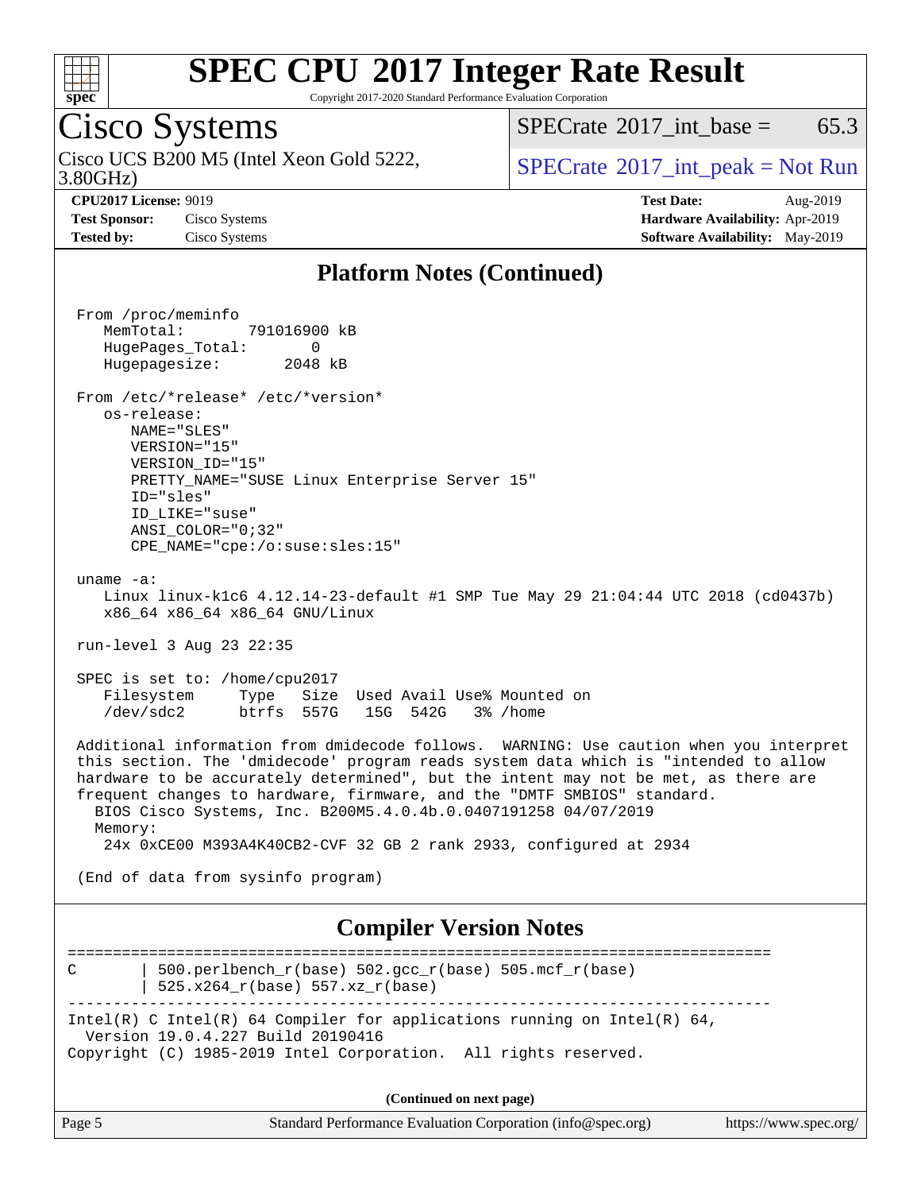## Platform Notes (Continued)

```
From /proc/meminfo
   MemTotal:       791016900 kB
   HugePages_Total:       0
   Hugepagesize:       2048 kB

From /etc/*release* /etc/*version*
   os-release:
      NAME="SLES"
      VERSION="15"
      VERSION_ID="15"
      PRETTY_NAME="SUSE Linux Enterprise Server 15"
      ID="sles"
      ID_LIKE="suse"
      ANSI_COLOR="0;32"
      CPE_NAME="cpe:/o:suse:sles:15"

uname -a:
   Linux linux-k1c6 4.12.14-23-default #1 SMP Tue May 29 21:04:44 UTC 2018 (cd0437b)
   x86_64 x86_64 x86_64 GNU/Linux

run-level 3 Aug 23 22:35

SPEC is set to: /home/cpu2017
   Filesystem     Type   Size  Used Avail Use% Mounted on
   /dev/sdc2      btrfs  557G   15G  542G   3% /home

Additional information from dmidecode follows.  WARNING: Use caution when you interpret
this section. The 'dmidecode' program reads system data which is "intended to allow
hardware to be accurately determined", but the intent may not be met, as there are
frequent changes to hardware, firmware, and the "DMTF SMBIOS" standard.
  BIOS Cisco Systems, Inc. B200M5.4.0.4b.0.0407191258 04/07/2019
  Memory:
   24x 0xCE00 M393A4K40CB2-CVF 32 GB 2 rank 2933, configured at 2934

(End of data from sysinfo program)
```

## Compiler Version Notes

```
==============================================================================
C       | 500.perlbench_r(base) 502.gcc_r(base) 505.mcf_r(base)
        | 525.x264_r(base) 557.xz_r(base)
------------------------------------------------------------------------------
Intel(R) C Intel(R) 64 Compiler for applications running on Intel(R) 64,
  Version 19.0.4.227 Build 20190416
Copyright (C) 1985-2019 Intel Corporation.  All rights reserved.
```

(Continued on next page)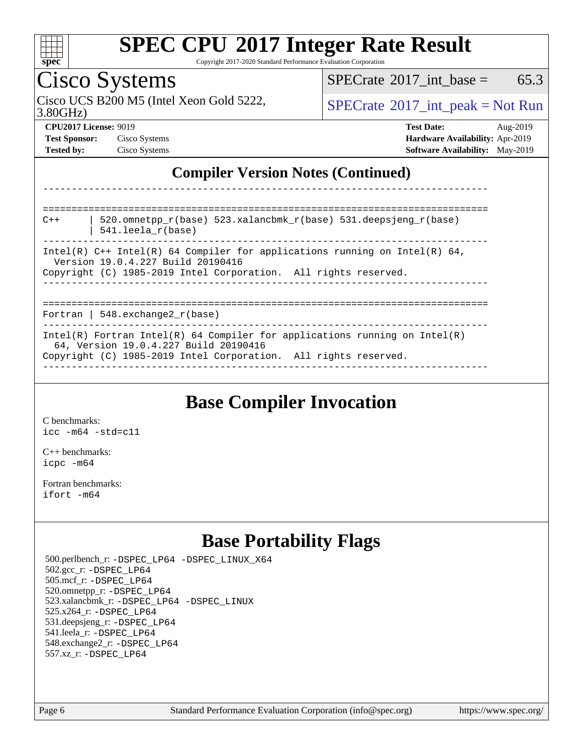## Compiler Version Notes (Continued)

```
------------------------------------------------------------------------------

==============================================================================
C++     | 520.omnetpp_r(base) 523.xalancbmk_r(base) 531.deepsjeng_r(base)
        | 541.leela_r(base)
------------------------------------------------------------------------------
Intel(R) C++ Intel(R) 64 Compiler for applications running on Intel(R) 64,
  Version 19.0.4.227 Build 20190416
Copyright (C) 1985-2019 Intel Corporation.  All rights reserved.
------------------------------------------------------------------------------

==============================================================================
Fortran | 548.exchange2_r(base)
------------------------------------------------------------------------------
Intel(R) Fortran Intel(R) 64 Compiler for applications running on Intel(R)
  64, Version 19.0.4.227 Build 20190416
Copyright (C) 1985-2019 Intel Corporation.  All rights reserved.
------------------------------------------------------------------------------
```

## Base Compiler Invocation

C benchmarks:
`icc -m64 -std=c11`

C++ benchmarks:
`icpc -m64`

Fortran benchmarks:
`ifort -m64`

## Base Portability Flags

500.perlbench_r: -DSPEC_LP64 -DSPEC_LINUX_X64
502.gcc_r: -DSPEC_LP64
505.mcf_r: -DSPEC_LP64
520.omnetpp_r: -DSPEC_LP64
523.xalancbmk_r: -DSPEC_LP64 -DSPEC_LINUX
525.x264_r: -DSPEC_LP64
531.deepsjeng_r: -DSPEC_LP64
541.leela_r: -DSPEC_LP64
548.exchange2_r: -DSPEC_LP64
557.xz_r: -DSPEC_LP64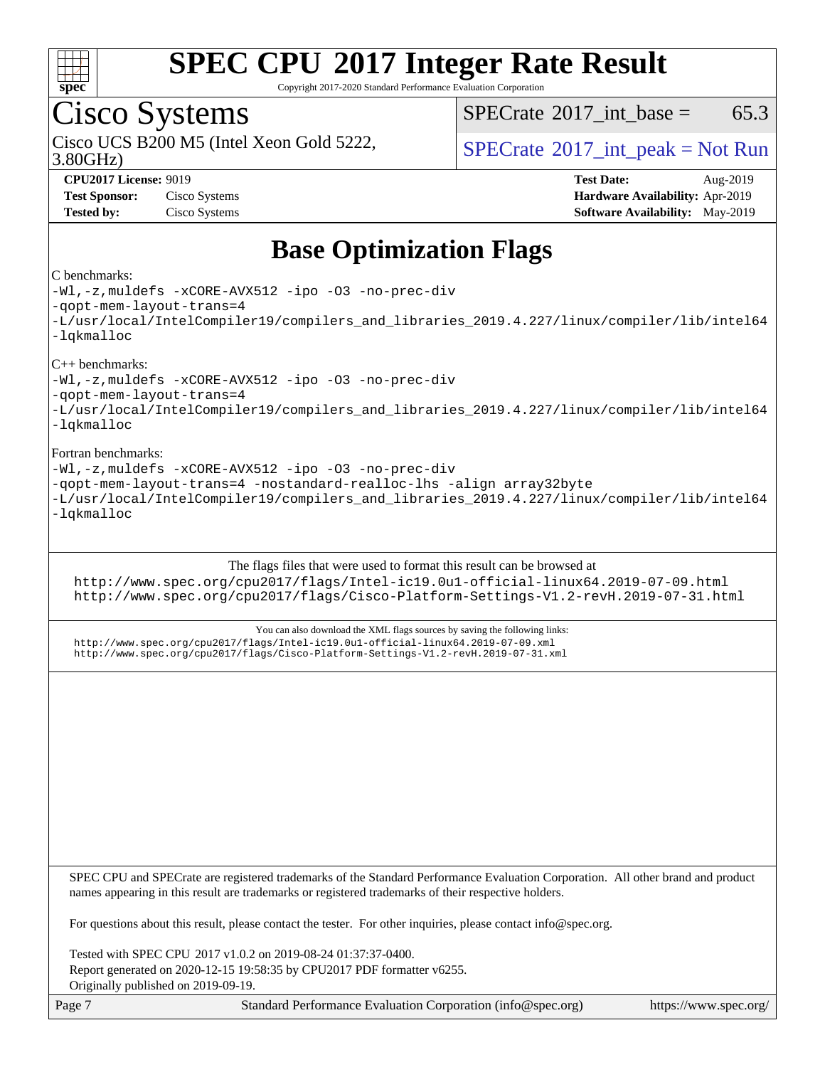# SPEC CPU 2017 Integer Rate Result

Copyright 2017-2020 Standard Performance Evaluation Corporation

## Cisco Systems

Cisco UCS B200 M5 (Intel Xeon Gold 5222, 3.80GHz)

SPECrate 2017_int_base = 65.3

SPECrate 2017_int_peak = Not Run

**CPU2017 License:** 9019
**Test Sponsor:** Cisco Systems
**Tested by:** Cisco Systems

**Test Date:** Aug-2019
**Hardware Availability:** Apr-2019
**Software Availability:** May-2019

# Base Optimization Flags

C benchmarks:

```
-Wl,-z,muldefs -xCORE-AVX512 -ipo -O3 -no-prec-div
-qopt-mem-layout-trans=4
-L/usr/local/IntelCompiler19/compilers_and_libraries_2019.4.227/linux/compiler/lib/intel64
-lqkmalloc
```

C++ benchmarks:

```
-Wl,-z,muldefs -xCORE-AVX512 -ipo -O3 -no-prec-div
-qopt-mem-layout-trans=4
-L/usr/local/IntelCompiler19/compilers_and_libraries_2019.4.227/linux/compiler/lib/intel64
-lqkmalloc
```

Fortran benchmarks:

```
-Wl,-z,muldefs -xCORE-AVX512 -ipo -O3 -no-prec-div
-qopt-mem-layout-trans=4 -nostandard-realloc-lhs -align array32byte
-L/usr/local/IntelCompiler19/compilers_and_libraries_2019.4.227/linux/compiler/lib/intel64
-lqkmalloc
```

The flags files that were used to format this result can be browsed at
http://www.spec.org/cpu2017/flags/Intel-ic19.0u1-official-linux64.2019-07-09.html
http://www.spec.org/cpu2017/flags/Cisco-Platform-Settings-V1.2-revH.2019-07-31.html

You can also download the XML flags sources by saving the following links:
http://www.spec.org/cpu2017/flags/Intel-ic19.0u1-official-linux64.2019-07-09.xml
http://www.spec.org/cpu2017/flags/Cisco-Platform-Settings-V1.2-revH.2019-07-31.xml

SPEC CPU and SPECrate are registered trademarks of the Standard Performance Evaluation Corporation. All other brand and product names appearing in this result are trademarks or registered trademarks of their respective holders.

For questions about this result, please contact the tester. For other inquiries, please contact info@spec.org.

Tested with SPEC CPU 2017 v1.0.2 on 2019-08-24 01:37:37-0400.
Report generated on 2020-12-15 19:58:35 by CPU2017 PDF formatter v6255.
Originally published on 2019-09-19.